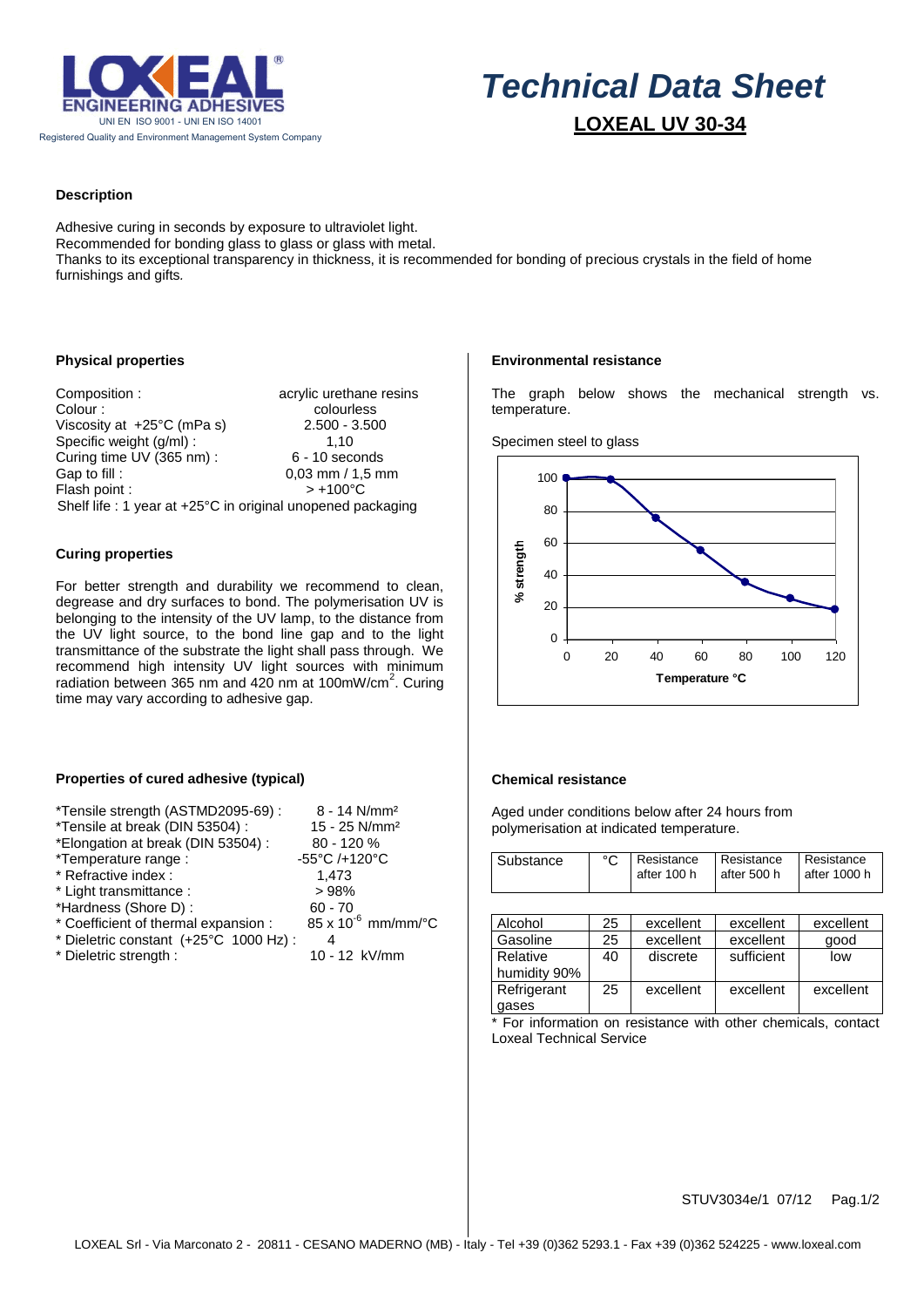# Technical Data Sheet

## LOXEAL UV 30-34

LOXEAL ENGINEERING ADHESIVES
UNI EN ISO 9001 - UNI EN ISO 14001
Registered Quality and Environment Management System Company

### Description

Adhesive curing in seconds by exposure to ultraviolet light.
Recommended for bonding glass to glass or glass with metal.
Thanks to its exceptional transparency in thickness, it is recommended for bonding of precious crystals in the field of home furnishings and gifts.

### Physical properties

| | |
|---|---|
| Composition : | acrylic urethane resins |
| Colour : | colourless |
| Viscosity at +25°C (mPa s) | 2.500 - 3.500 |
| Specific weight (g/ml) : | 1,10 |
| Curing time UV (365 nm) : | 6 - 10 seconds |
| Gap to fill : | 0,03 mm / 1,5 mm |
| Flash point : | > +100°C |

Shelf life : 1 year at +25°C in original unopened packaging

### Curing properties

For better strength and durability we recommend to clean, degrease and dry surfaces to bond. The polymerisation UV is belonging to the intensity of the UV lamp, to the distance from the UV light source, to the bond line gap and to the light transmittance of the substrate the light shall pass through. We recommend high intensity UV light sources with minimum radiation between 365 nm and 420 nm at 100mW/cm$^2$. Curing time may vary according to adhesive gap.

### Properties of cured adhesive (typical)

| | |
|---|---|
| *Tensile strength (ASTMD2095-69) : | 8 - 14 N/mm² |
| *Tensile at break (DIN 53504) : | 15 - 25 N/mm² |
| *Elongation at break (DIN 53504) : | 80 - 120 % |
| *Temperature range : | -55°C /+120°C |
| * Refractive index : | 1,473 |
| * Light transmittance : | > 98% |
| *Hardness (Shore D) : | 60 - 70 |
| * Coefficient of thermal expansion : | 85 x $10^{-6}$ mm/mm/°C |
| * Dieletric constant (+25°C 1000 Hz) : | 4 |
| * Dieletric strength : | 10 - 12 kV/mm |

### Environmental resistance

The graph below shows the mechanical strength vs. temperature.

Specimen steel to glass

| Temperature °C | % strength |
|---|---|
| 0 | 100 |
| 20 | 100 |
| 40 | 75 |
| 60 | 55 |
| 80 | 35 |
| 100 | 25 |
| 120 | 18 |

### Chemical resistance

Aged under conditions below after 24 hours from polymerisation at indicated temperature.

| Substance | °C | Resistance after 100 h | Resistance after 500 h | Resistance after 1000 h |
|---|---|---|---|---|
| Alcohol | 25 | excellent | excellent | excellent |
| Gasoline | 25 | excellent | excellent | good |
| Relative humidity 90% | 40 | discrete | sufficient | low |
| Refrigerant gases | 25 | excellent | excellent | excellent |

* For information on resistance with other chemicals, contact Loxeal Technical Service

STUV3034e/1 07/12

LOXEAL Srl - Via Marconato 2 - 20811 - CESANO MADERNO (MB) - Italy - Tel +39 (0)362 5293.1 - Fax +39 (0)362 524225 - www.loxeal.com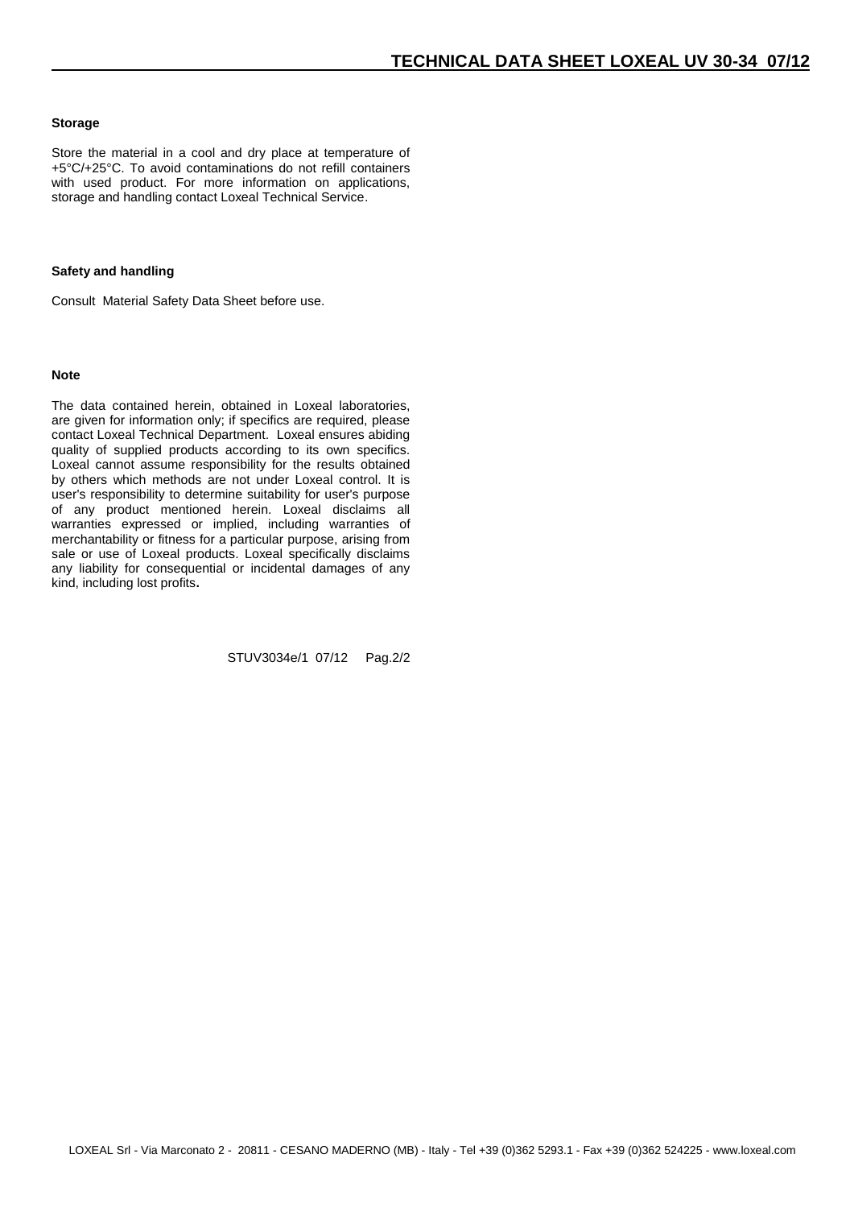### Storage

Store the material in a cool and dry place at temperature of +5°C/+25°C. To avoid contaminations do not refill containers with used product. For more information on applications, storage and handling contact Loxeal Technical Service.

### Safety and handling

Consult Material Safety Data Sheet before use.

### Note

The data contained herein, obtained in Loxeal laboratories, are given for information only; if specifics are required, please contact Loxeal Technical Department. Loxeal ensures abiding quality of supplied products according to its own specifics. Loxeal cannot assume responsibility for the results obtained by others which methods are not under Loxeal control. It is user's responsibility to determine suitability for user's purpose of any product mentioned herein. Loxeal disclaims all warranties expressed or implied, including warranties of merchantability or fitness for a particular purpose, arising from sale or use of Loxeal products. Loxeal specifically disclaims any liability for consequential or incidental damages of any kind, including lost profits.

STUV3034e/1 07/12